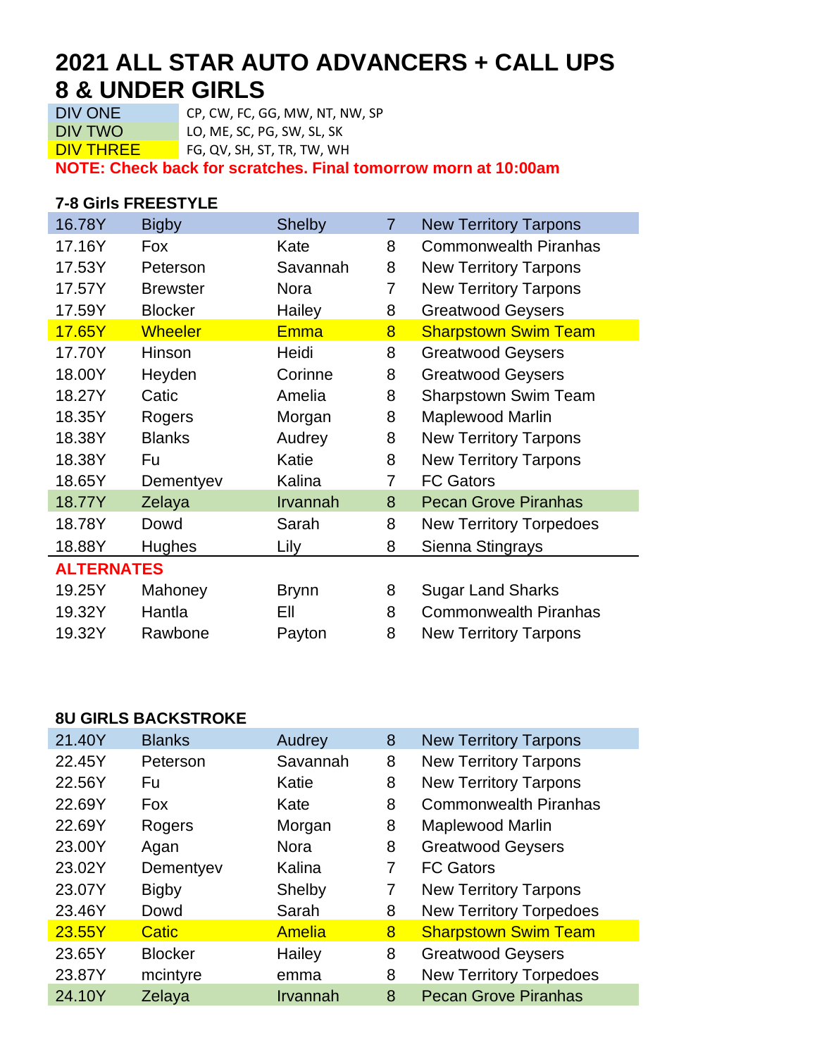# 2021 ALL STAR AUTO ADVANCERS + CALL UPS
# 8 & UNDER GIRLS

| | |
|---|---|
| DIV ONE | CP, CW, FC, GG, MW, NT, NW, SP |
| DIV TWO | LO, ME, SC, PG, SW, SL, SK |
| DIV THREE | FG, QV, SH, ST, TR, TW, WH |

**NOTE: Check back for scratches. Final tomorrow morn at 10:00am**

### 7-8 Girls FREESTYLE

| | | | | |
|---|---|---|---|---|
| 16.78Y | Bigby | Shelby | 7 | New Territory Tarpons |
| 17.16Y | Fox | Kate | 8 | Commonwealth Piranhas |
| 17.53Y | Peterson | Savannah | 8 | New Territory Tarpons |
| 17.57Y | Brewster | Nora | 7 | New Territory Tarpons |
| 17.59Y | Blocker | Hailey | 8 | Greatwood Geysers |
| 17.65Y | Wheeler | Emma | 8 | Sharpstown Swim Team |
| 17.70Y | Hinson | Heidi | 8 | Greatwood Geysers |
| 18.00Y | Heyden | Corinne | 8 | Greatwood Geysers |
| 18.27Y | Catic | Amelia | 8 | Sharpstown Swim Team |
| 18.35Y | Rogers | Morgan | 8 | Maplewood Marlin |
| 18.38Y | Blanks | Audrey | 8 | New Territory Tarpons |
| 18.38Y | Fu | Katie | 8 | New Territory Tarpons |
| 18.65Y | Dementyev | Kalina | 7 | FC Gators |
| 18.77Y | Zelaya | Irvannah | 8 | Pecan Grove Piranhas |
| 18.78Y | Dowd | Sarah | 8 | New Territory Torpedoes |
| 18.88Y | Hughes | Lily | 8 | Sienna Stingrays |

**ALTERNATES**

| | | | | |
|---|---|---|---|---|
| 19.25Y | Mahoney | Brynn | 8 | Sugar Land Sharks |
| 19.32Y | Hantla | Ell | 8 | Commonwealth Piranhas |
| 19.32Y | Rawbone | Payton | 8 | New Territory Tarpons |

### 8U GIRLS BACKSTROKE

| | | | | |
|---|---|---|---|---|
| 21.40Y | Blanks | Audrey | 8 | New Territory Tarpons |
| 22.45Y | Peterson | Savannah | 8 | New Territory Tarpons |
| 22.56Y | Fu | Katie | 8 | New Territory Tarpons |
| 22.69Y | Fox | Kate | 8 | Commonwealth Piranhas |
| 22.69Y | Rogers | Morgan | 8 | Maplewood Marlin |
| 23.00Y | Agan | Nora | 8 | Greatwood Geysers |
| 23.02Y | Dementyev | Kalina | 7 | FC Gators |
| 23.07Y | Bigby | Shelby | 7 | New Territory Tarpons |
| 23.46Y | Dowd | Sarah | 8 | New Territory Torpedoes |
| 23.55Y | Catic | Amelia | 8 | Sharpstown Swim Team |
| 23.65Y | Blocker | Hailey | 8 | Greatwood Geysers |
| 23.87Y | mcintyre | emma | 8 | New Territory Torpedoes |
| 24.10Y | Zelaya | Irvannah | 8 | Pecan Grove Piranhas |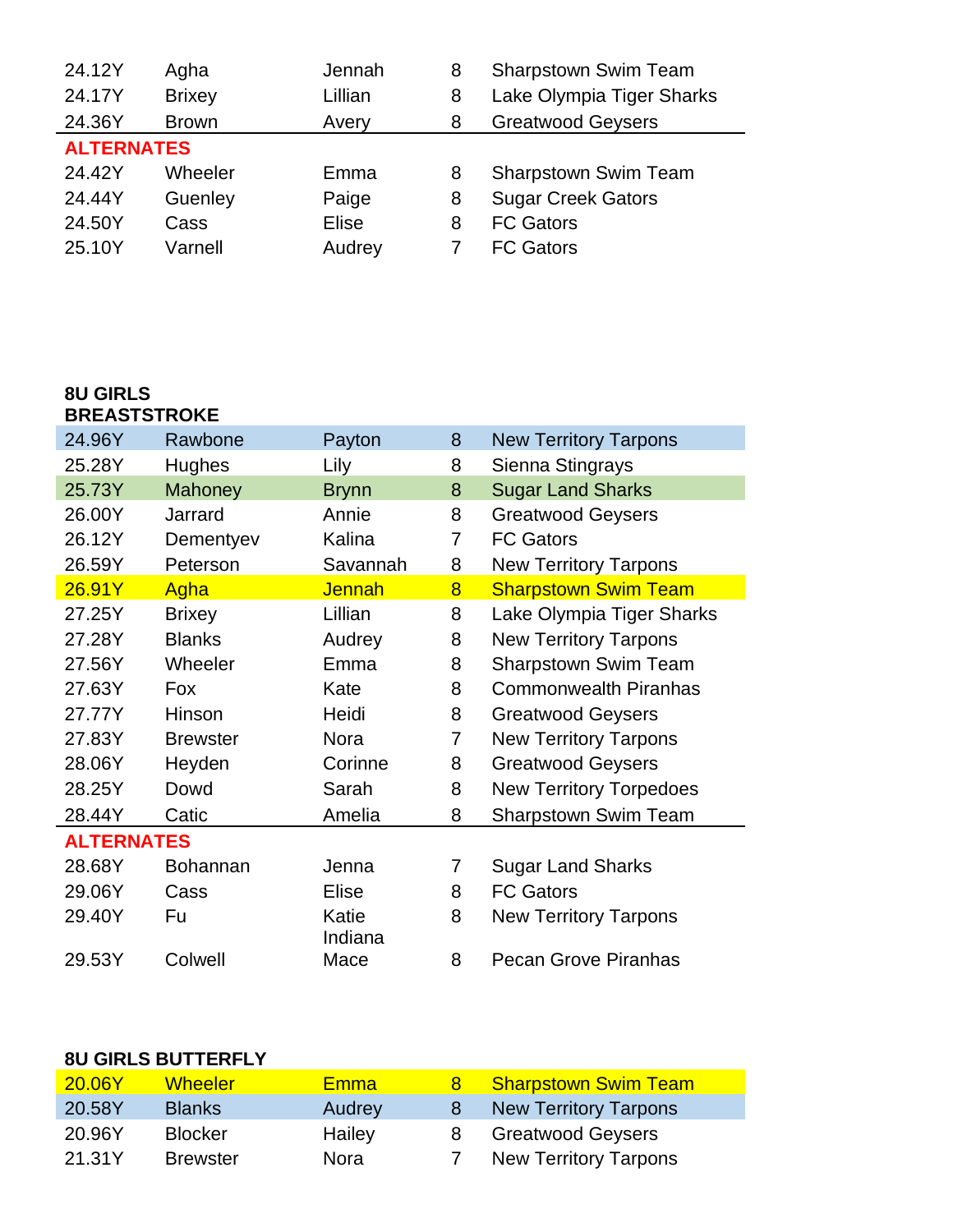| | | | | |
|---|---|---|---|---|
| 24.12Y | Agha | Jennah | 8 | Sharpstown Swim Team |
| 24.17Y | Brixey | Lillian | 8 | Lake Olympia Tiger Sharks |
| 24.36Y | Brown | Avery | 8 | Greatwood Geysers |
| **ALTERNATES** | | | | |
| 24.42Y | Wheeler | Emma | 8 | Sharpstown Swim Team |
| 24.44Y | Guenley | Paige | 8 | Sugar Creek Gators |
| 24.50Y | Cass | Elise | 8 | FC Gators |
| 25.10Y | Varnell | Audrey | 7 | FC Gators |

**8U GIRLS BREASTSTROKE**

| | | | | |
|---|---|---|---|---|
| 24.96Y | Rawbone | Payton | 8 | New Territory Tarpons |
| 25.28Y | Hughes | Lily | 8 | Sienna Stingrays |
| 25.73Y | Mahoney | Brynn | 8 | Sugar Land Sharks |
| 26.00Y | Jarrard | Annie | 8 | Greatwood Geysers |
| 26.12Y | Dementyev | Kalina | 7 | FC Gators |
| 26.59Y | Peterson | Savannah | 8 | New Territory Tarpons |
| 26.91Y | Agha | Jennah | 8 | Sharpstown Swim Team |
| 27.25Y | Brixey | Lillian | 8 | Lake Olympia Tiger Sharks |
| 27.28Y | Blanks | Audrey | 8 | New Territory Tarpons |
| 27.56Y | Wheeler | Emma | 8 | Sharpstown Swim Team |
| 27.63Y | Fox | Kate | 8 | Commonwealth Piranhas |
| 27.77Y | Hinson | Heidi | 8 | Greatwood Geysers |
| 27.83Y | Brewster | Nora | 7 | New Territory Tarpons |
| 28.06Y | Heyden | Corinne | 8 | Greatwood Geysers |
| 28.25Y | Dowd | Sarah | 8 | New Territory Torpedoes |
| 28.44Y | Catic | Amelia | 8 | Sharpstown Swim Team |
| **ALTERNATES** | | | | |
| 28.68Y | Bohannan | Jenna | 7 | Sugar Land Sharks |
| 29.06Y | Cass | Elise | 8 | FC Gators |
| 29.40Y | Fu | Katie Indiana | 8 | New Territory Tarpons |
| 29.53Y | Colwell | Mace | 8 | Pecan Grove Piranhas |

**8U GIRLS BUTTERFLY**

| | | | | |
|---|---|---|---|---|
| 20.06Y | Wheeler | Emma | 8 | Sharpstown Swim Team |
| 20.58Y | Blanks | Audrey | 8 | New Territory Tarpons |
| 20.96Y | Blocker | Hailey | 8 | Greatwood Geysers |
| 21.31Y | Brewster | Nora | 7 | New Territory Tarpons |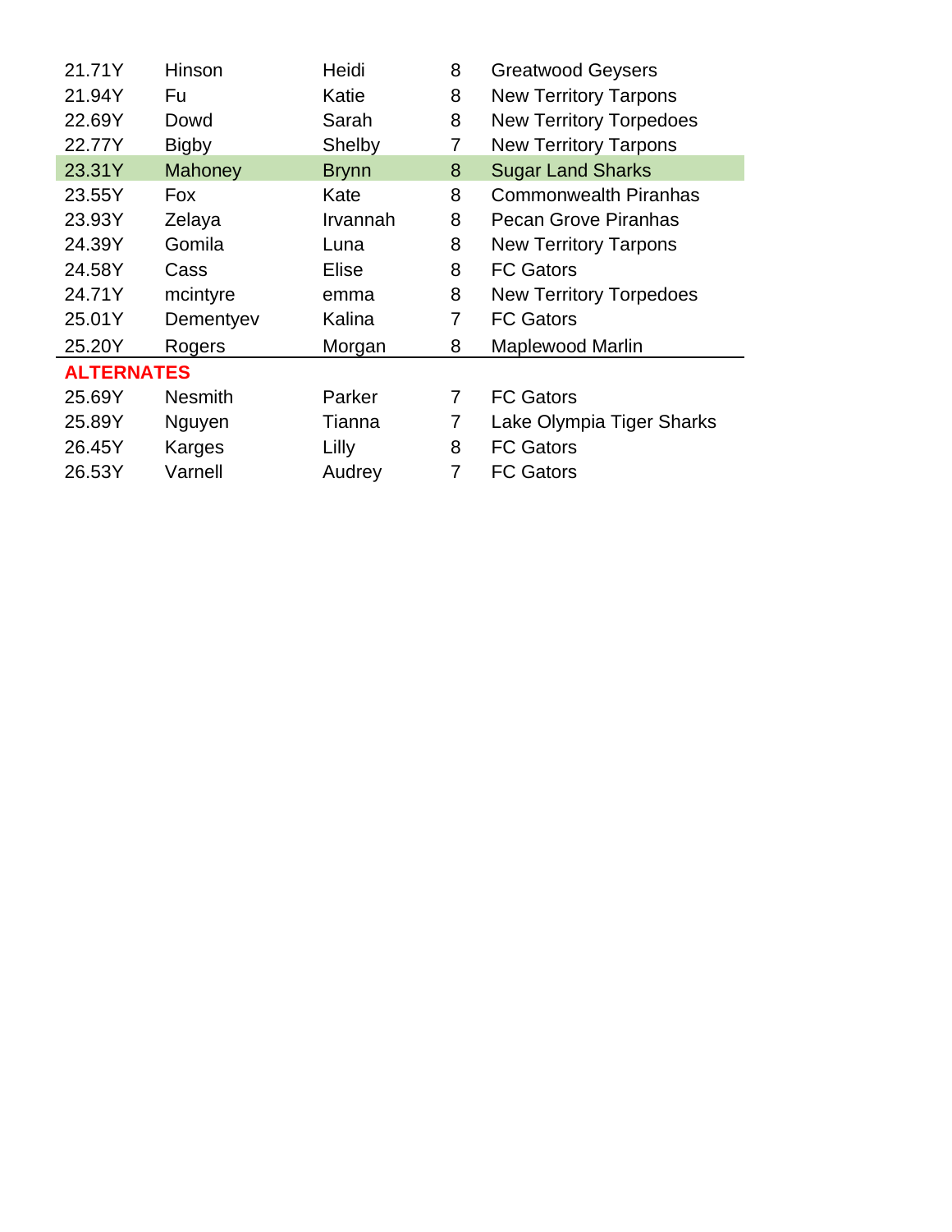| | | | | |
|---|---|---|---|---|
| 21.71Y | Hinson | Heidi | 8 | Greatwood Geysers |
| 21.94Y | Fu | Katie | 8 | New Territory Tarpons |
| 22.69Y | Dowd | Sarah | 8 | New Territory Torpedoes |
| 22.77Y | Bigby | Shelby | 7 | New Territory Tarpons |
| 23.31Y | Mahoney | Brynn | 8 | Sugar Land Sharks |
| 23.55Y | Fox | Kate | 8 | Commonwealth Piranhas |
| 23.93Y | Zelaya | Irvannah | 8 | Pecan Grove Piranhas |
| 24.39Y | Gomila | Luna | 8 | New Territory Tarpons |
| 24.58Y | Cass | Elise | 8 | FC Gators |
| 24.71Y | mcintyre | emma | 8 | New Territory Torpedoes |
| 25.01Y | Dementyev | Kalina | 7 | FC Gators |
| 25.20Y | Rogers | Morgan | 8 | Maplewood Marlin |
| **ALTERNATES** | | | | |
| 25.69Y | Nesmith | Parker | 7 | FC Gators |
| 25.89Y | Nguyen | Tianna | 7 | Lake Olympia Tiger Sharks |
| 26.45Y | Karges | Lilly | 8 | FC Gators |
| 26.53Y | Varnell | Audrey | 7 | FC Gators |